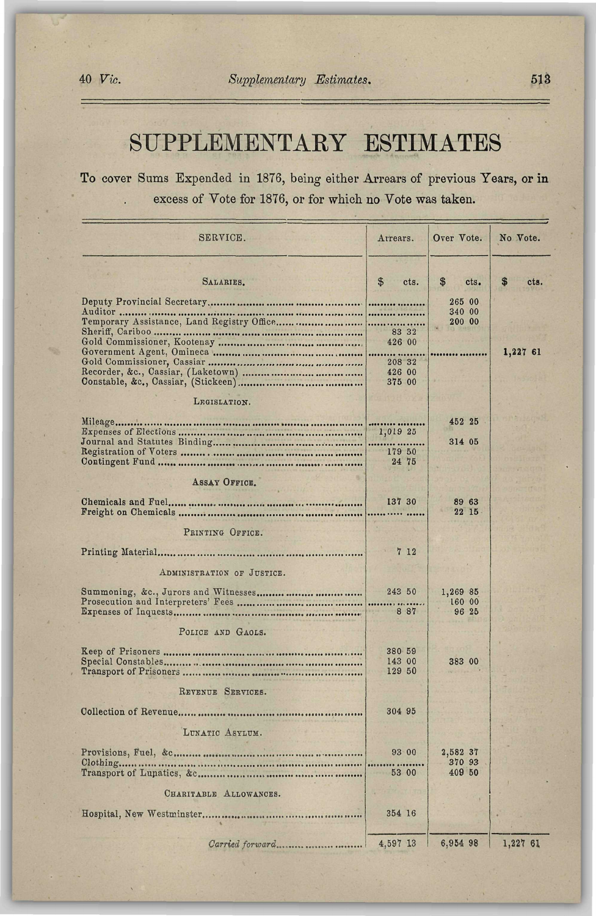# SUPPLEMENTARY ESTIMATES

To cover Sums Expended in 1876, being either Arrears of previous Years, or in excess of Vote for 1876, or for which no Vote was taken.

| SERVICE. | Arrears. | Over Vote. | No Vote. |
|---|---|---|---|
| | $ cts. | $ cts. | $ cts. |
| **SALARIES.** | | | |
| Deputy Provincial Secretary | | 265 00 | |
| Auditor | | 340 00 | |
| Temporary Assistance, Land Registry Office | | 200 00 | |
| Sheriff, Cariboo | 83 32 | | |
| Gold Commissioner, Kootenay | 426 00 | | |
| Government Agent, Omineca | | | 1,227 61 |
| Gold Commissioner, Cassiar | 208 32 | | |
| Recorder, &c., Cassiar, (Laketown) | 426 00 | | |
| Constable, &c., Cassiar, (Stickeen) | 375 00 | | |
| **LEGISLATION.** | | | |
| Mileage | | 452 25 | |
| Expenses of Elections | 1,019 25 | | |
| Journal and Statutes Binding | | 314 05 | |
| Registration of Voters | 179 50 | | |
| Contingent Fund | 24 75 | | |
| **ASSAY OFFICE.** | | | |
| Chemicals and Fuel | 137 30 | 89 63 | |
| Freight on Chemicals | | 22 15 | |
| **PRINTING OFFICE.** | | | |
| Printing Material | 7 12 | | |
| **ADMINISTRATION OF JUSTICE.** | | | |
| Summoning, &c., Jurors and Witnesses | 243 50 | 1,269 85 | |
| Prosecution and Interpreters' Fees | | 160 00 | |
| Expenses of Inquests | 8 87 | 96 25 | |
| **POLICE AND GAOLS.** | | | |
| Keep of Prisoners | 380 59 | | |
| Special Constables | 143 00 | 383 00 | |
| Transport of Prisoners | 129 50 | | |
| **REVENUE SERVICES.** | | | |
| Collection of Revenue | 304 95 | | |
| **LUNATIC ASYLUM.** | | | |
| Provisions, Fuel, &c | 93 00 | 2,582 37 | |
| Clothing | | 370 93 | |
| Transport of Lunatics, &c | 53 00 | 409 50 | |
| **CHARITABLE ALLOWANCES.** | | | |
| Hospital, New Westminster | 354 16 | | |
| *Carried forward* | 4,597 13 | 6,954 98 | 1,227 61 |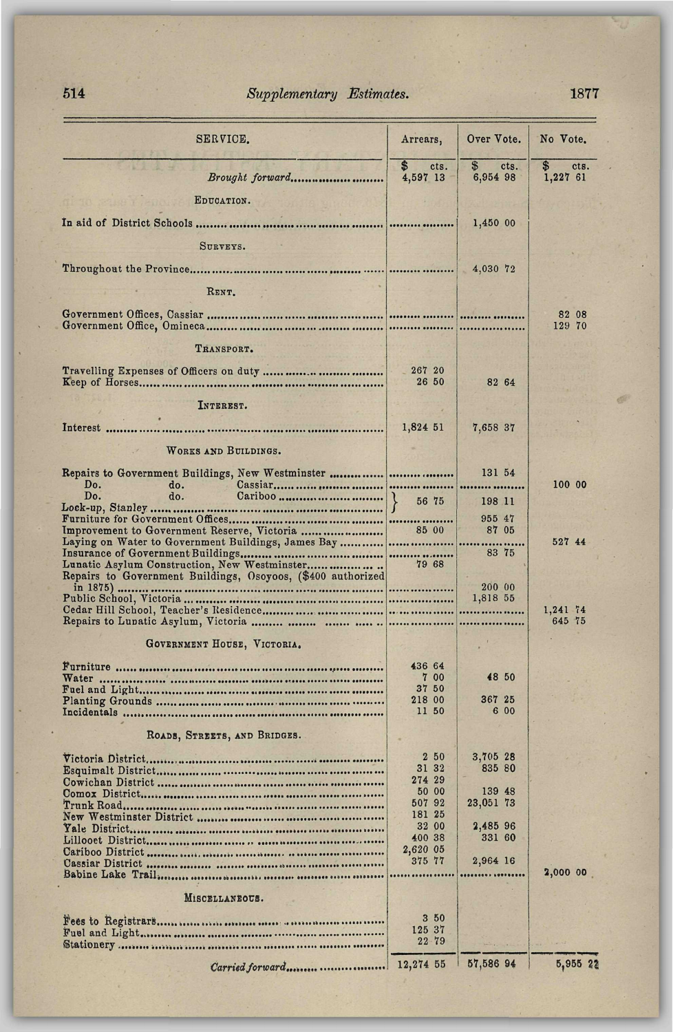| SERVICE. | Arrears. | Over Vote. | No Vote. |
|---|---|---|---|
| | $ cts. | $ cts. | $ cts. |
| *Brought forward* | 4,597 13 | 6,954 98 | 1,227 61 |
| EDUCATION. | | | |
| In aid of District Schools | | 1,450 00 | |
| SURVEYS. | | | |
| Throughout the Province | | 4,030 72 | |
| RENT. | | | |
| Government Offices, Cassiar | | | 82 08 |
| Government Office, Omineca | | | 129 70 |
| TRANSPORT. | | | |
| Travelling Expenses of Officers on duty | 267 20 | | |
| Keep of Horses | 26 50 | 82 64 | |
| INTEREST. | | | |
| Interest | 1,824 51 | 7,658 37 | |
| WORKS AND BUILDINGS. | | | |
| Repairs to Government Buildings, New Westminster | | 131 54 | |
| Do. do. Cassiar | | | 100 00 |
| Do. do. Cariboo } | 56 75 | 198 11 | |
| Lock-up, Stanley } | | | |
| Furniture for Government Offices | | 955 47 | |
| Improvement to Government Reserve, Victoria | 85 00 | 87 05 | |
| Laying on Water to Government Buildings, James Bay | | | 527 44 |
| Insurance of Government Buildings | | 83 75 | |
| Lunatic Asylum Construction, New Westminster | 79 68 | | |
| Repairs to Government Buildings, Osoyoos, ($400 authorized in 1875) | | 200 00 | |
| Public School, Victoria | | 1,818 55 | |
| Cedar Hill School, Teacher's Residence | | | 1,241 74 |
| Repairs to Lunatic Asylum, Victoria | | | 645 75 |
| GOVERNMENT HOUSE, VICTORIA. | | | |
| Furniture | 436 64 | | |
| Water | 7 00 | 48 50 | |
| Fuel and Light | 37 50 | | |
| Planting Grounds | 218 00 | 367 25 | |
| Incidentals | 11 50 | 6 00 | |
| ROADS, STREETS, AND BRIDGES. | | | |
| Victoria District | 2 50 | 3,705 28 | |
| Esquimalt District | 31 32 | 835 80 | |
| Cowichan District | 274 29 | | |
| Comox District | 50 00 | 139 48 | |
| Trunk Road | 507 92 | 23,051 73 | |
| New Westminster District | 181 25 | | |
| Yale District | 32 00 | 2,485 96 | |
| Lillooet District | 400 38 | 331 60 | |
| Cariboo District | 2,620 05 | | |
| Cassiar District | 375 77 | 2,964 16 | |
| Babine Lake Trail | | | 2,000 00 |
| MISCELLANEOUS. | | | |
| Fees to Registrars | 3 50 | | |
| Fuel and Light | 125 37 | | |
| Stationery | 22 79 | | |
| *Carried forward* | 12,274 55 | 57,586 94 | 5,955 22 |